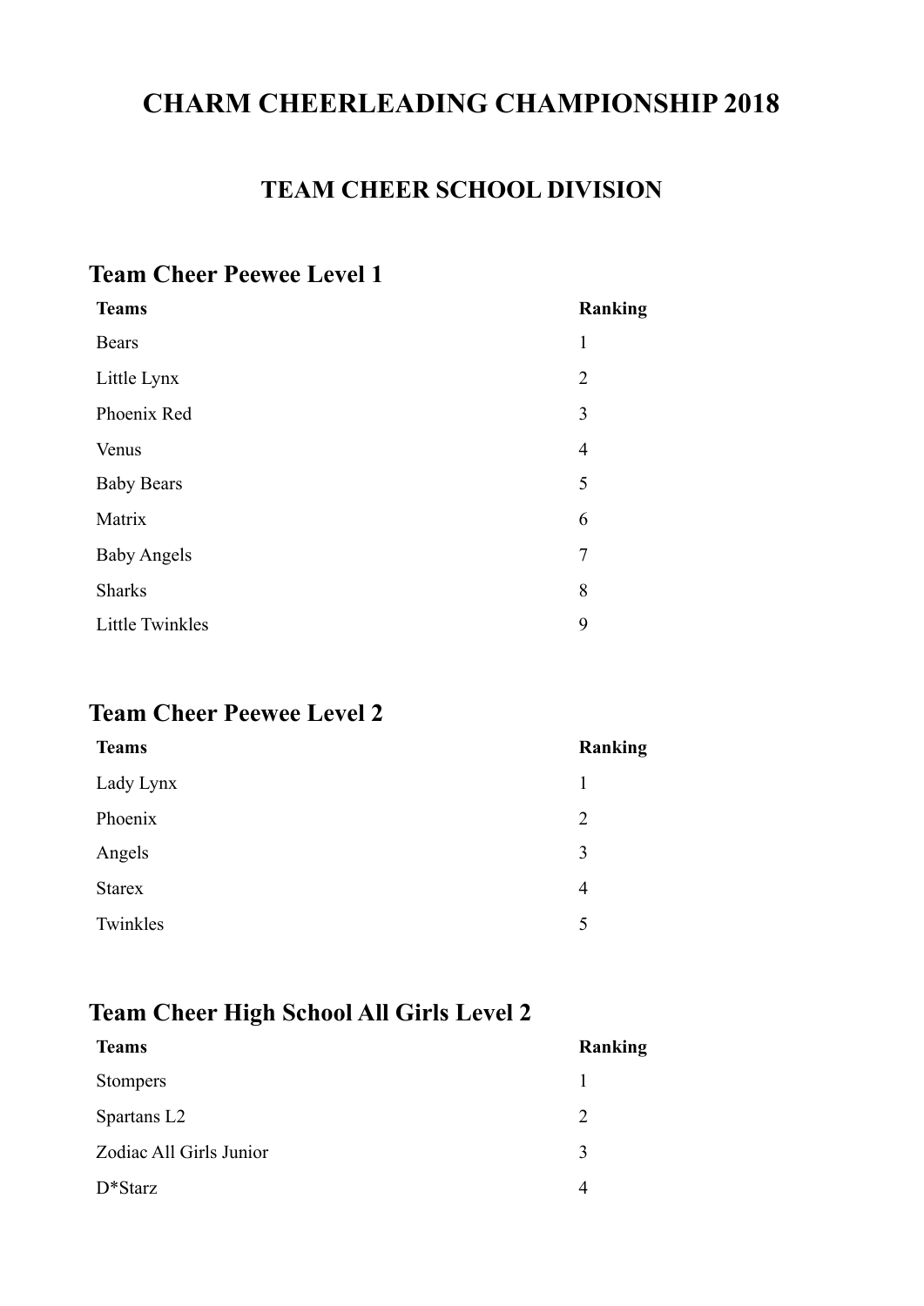# CHARM CHEERLEADING CHAMPIONSHIP 2018

## TEAM CHEER SCHOOL DIVISION

### Team Cheer Peewee Level 1

| Teams | Ranking |
|---|---|
| Bears | 1 |
| Little Lynx | 2 |
| Phoenix Red | 3 |
| Venus | 4 |
| Baby Bears | 5 |
| Matrix | 6 |
| Baby Angels | 7 |
| Sharks | 8 |
| Little Twinkles | 9 |

### Team Cheer Peewee Level 2

| Teams | Ranking |
|---|---|
| Lady Lynx | 1 |
| Phoenix | 2 |
| Angels | 3 |
| Starex | 4 |
| Twinkles | 5 |

### Team Cheer High School All Girls Level 2

| Teams | Ranking |
|---|---|
| Stompers | 1 |
| Spartans L2 | 2 |
| Zodiac All Girls Junior | 3 |
| D*Starz | 4 |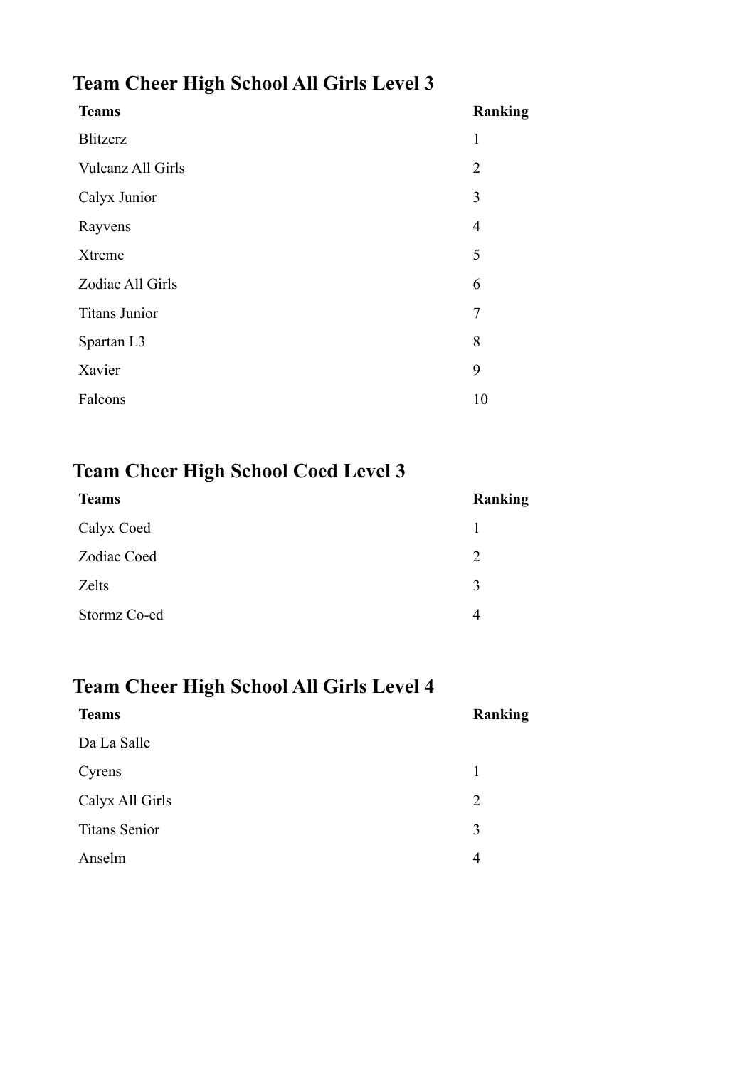## Team Cheer High School All Girls Level 3

| Teams | Ranking |
|---|---|
| Blitzerz | 1 |
| Vulcanz All Girls | 2 |
| Calyx Junior | 3 |
| Rayvens | 4 |
| Xtreme | 5 |
| Zodiac All Girls | 6 |
| Titans Junior | 7 |
| Spartan L3 | 8 |
| Xavier | 9 |
| Falcons | 10 |

## Team Cheer High School Coed Level 3

| Teams | Ranking |
|---|---|
| Calyx Coed | 1 |
| Zodiac Coed | 2 |
| Zelts | 3 |
| Stormz Co-ed | 4 |

## Team Cheer High School All Girls Level 4

| Teams | Ranking |
|---|---|
| Da La Salle | |
| Cyrens | 1 |
| Calyx All Girls | 2 |
| Titans Senior | 3 |
| Anselm | 4 |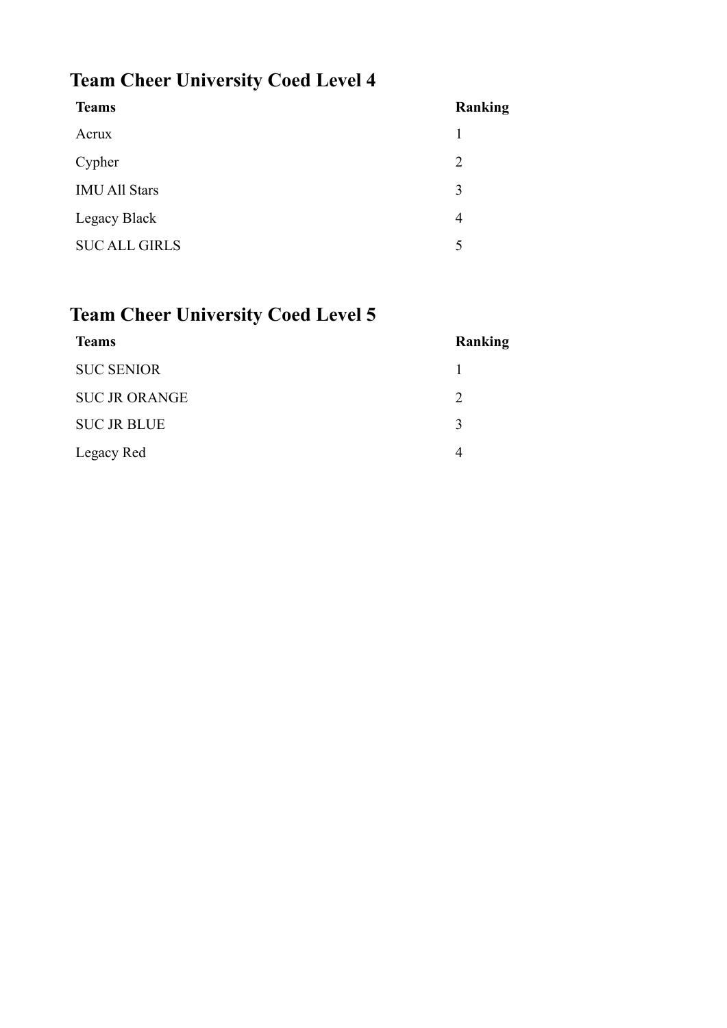## Team Cheer University Coed Level 4

| Teams | Ranking |
| --- | --- |
| Acrux | 1 |
| Cypher | 2 |
| IMU All Stars | 3 |
| Legacy Black | 4 |
| SUC ALL GIRLS | 5 |

## Team Cheer University Coed Level 5

| Teams | Ranking |
| --- | --- |
| SUC SENIOR | 1 |
| SUC JR ORANGE | 2 |
| SUC JR BLUE | 3 |
| Legacy Red | 4 |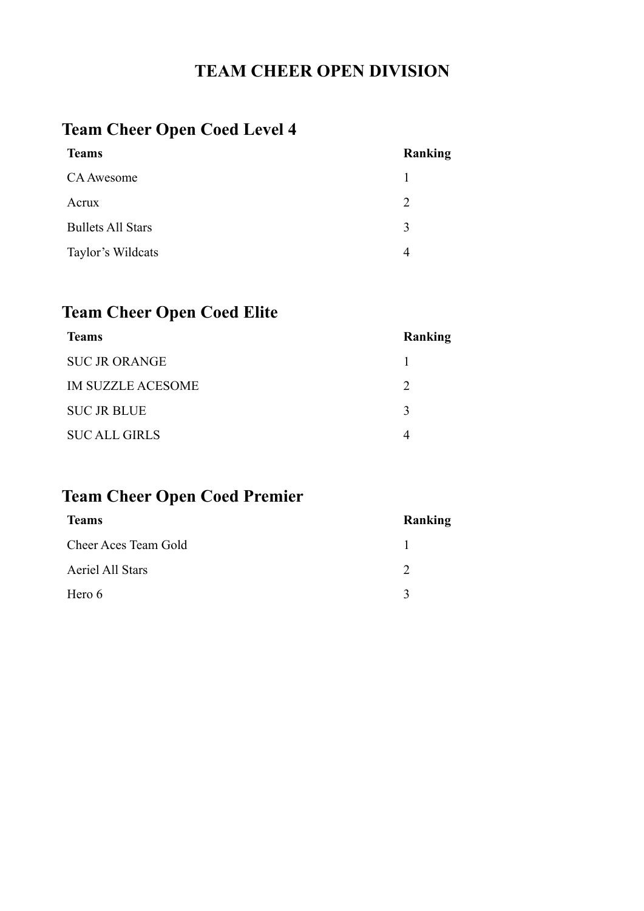# TEAM CHEER OPEN DIVISION

## Team Cheer Open Coed Level 4

| Teams | Ranking |
|---|---|
| CA Awesome | 1 |
| Acrux | 2 |
| Bullets All Stars | 3 |
| Taylor's Wildcats | 4 |

## Team Cheer Open Coed Elite

| Teams | Ranking |
|---|---|
| SUC JR ORANGE | 1 |
| IM SUZZLE ACESOME | 2 |
| SUC JR BLUE | 3 |
| SUC ALL GIRLS | 4 |

## Team Cheer Open Coed Premier

| Teams | Ranking |
|---|---|
| Cheer Aces Team Gold | 1 |
| Aeriel All Stars | 2 |
| Hero 6 | 3 |